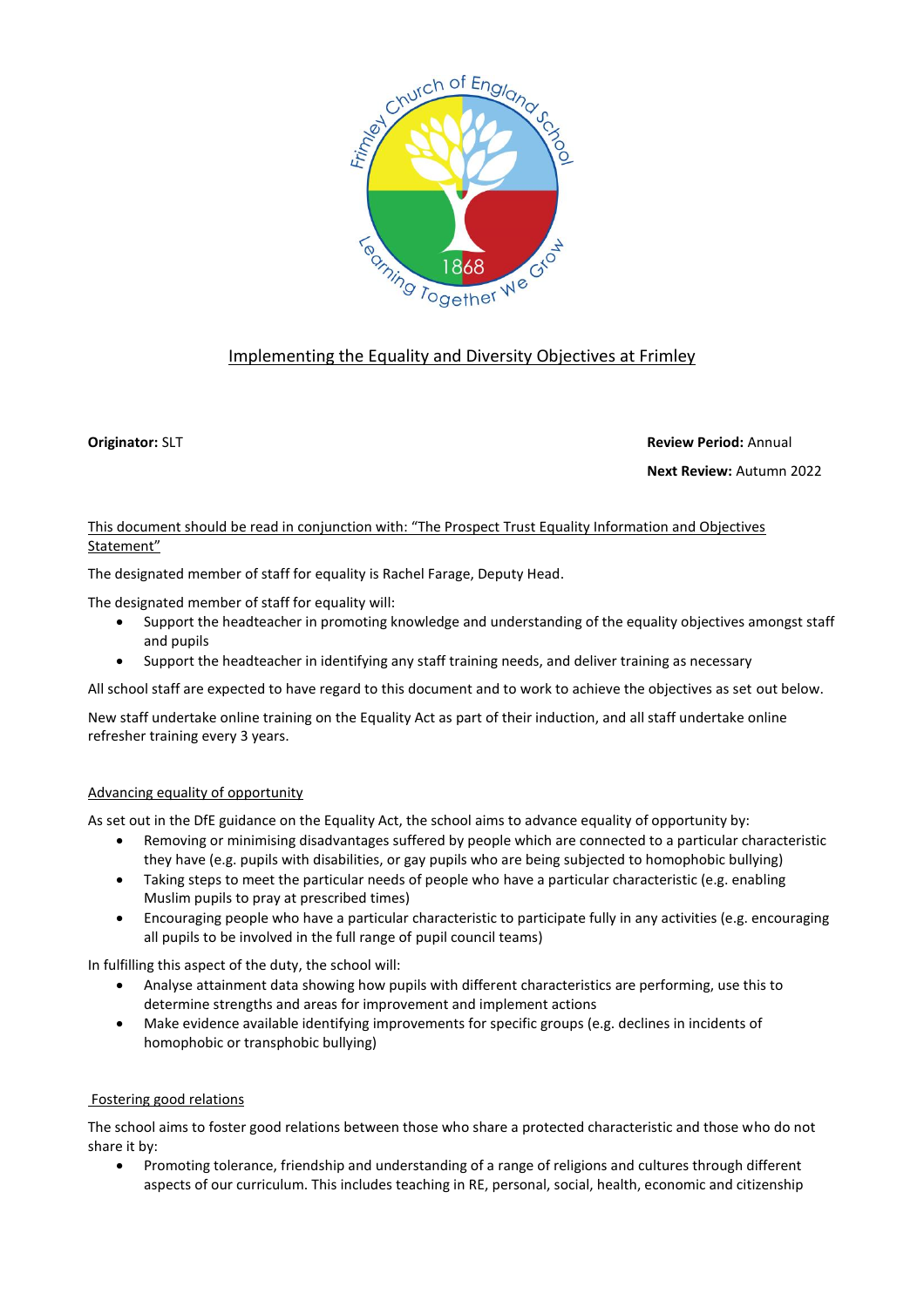# Implementing the Equality and Diversity Objectives at Frimley

**Originator:** SLT

**Review Period:** Annual

**Next Review:** Autumn 2022

This document should be read in conjunction with: "The Prospect Trust Equality Information and Objectives Statement"

The designated member of staff for equality is Rachel Farage, Deputy Head.

The designated member of staff for equality will:

- Support the headteacher in promoting knowledge and understanding of the equality objectives amongst staff and pupils
- Support the headteacher in identifying any staff training needs, and deliver training as necessary

All school staff are expected to have regard to this document and to work to achieve the objectives as set out below.

New staff undertake online training on the Equality Act as part of their induction, and all staff undertake online refresher training every 3 years.

## Advancing equality of opportunity

As set out in the DfE guidance on the Equality Act, the school aims to advance equality of opportunity by:

- Removing or minimising disadvantages suffered by people which are connected to a particular characteristic they have (e.g. pupils with disabilities, or gay pupils who are being subjected to homophobic bullying)
- Taking steps to meet the particular needs of people who have a particular characteristic (e.g. enabling Muslim pupils to pray at prescribed times)
- Encouraging people who have a particular characteristic to participate fully in any activities (e.g. encouraging all pupils to be involved in the full range of pupil council teams)

In fulfilling this aspect of the duty, the school will:

- Analyse attainment data showing how pupils with different characteristics are performing, use this to determine strengths and areas for improvement and implement actions
- Make evidence available identifying improvements for specific groups (e.g. declines in incidents of homophobic or transphobic bullying)

## Fostering good relations

The school aims to foster good relations between those who share a protected characteristic and those who do not share it by:

- Promoting tolerance, friendship and understanding of a range of religions and cultures through different aspects of our curriculum. This includes teaching in RE, personal, social, health, economic and citizenship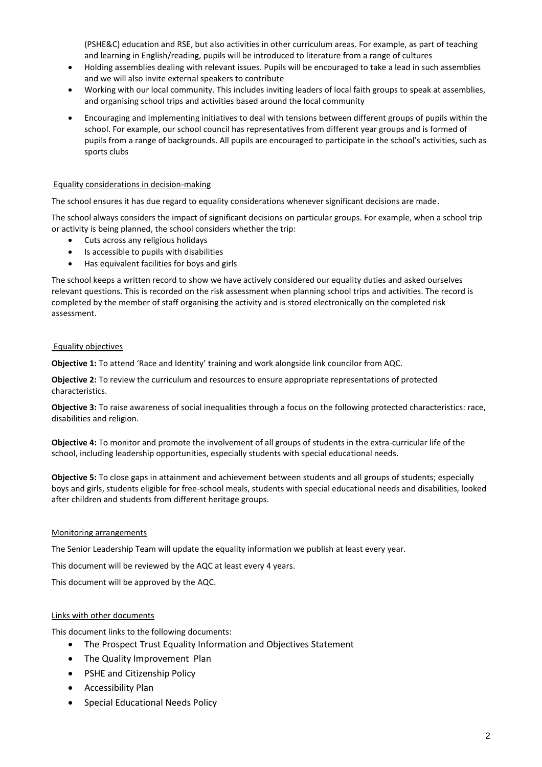(PSHE&C) education and RSE, but also activities in other curriculum areas. For example, as part of teaching and learning in English/reading, pupils will be introduced to literature from a range of cultures

- Holding assemblies dealing with relevant issues. Pupils will be encouraged to take a lead in such assemblies and we will also invite external speakers to contribute
- Working with our local community. This includes inviting leaders of local faith groups to speak at assemblies, and organising school trips and activities based around the local community
- Encouraging and implementing initiatives to deal with tensions between different groups of pupils within the school. For example, our school council has representatives from different year groups and is formed of pupils from a range of backgrounds. All pupils are encouraged to participate in the school's activities, such as sports clubs

## Equality considerations in decision-making

The school ensures it has due regard to equality considerations whenever significant decisions are made.

The school always considers the impact of significant decisions on particular groups. For example, when a school trip or activity is being planned, the school considers whether the trip:

- Cuts across any religious holidays
- Is accessible to pupils with disabilities
- Has equivalent facilities for boys and girls

The school keeps a written record to show we have actively considered our equality duties and asked ourselves relevant questions. This is recorded on the risk assessment when planning school trips and activities. The record is completed by the member of staff organising the activity and is stored electronically on the completed risk assessment.

## Equality objectives

**Objective 1:** To attend 'Race and Identity' training and work alongside link councilor from AQC.

**Objective 2:** To review the curriculum and resources to ensure appropriate representations of protected characteristics.

**Objective 3:** To raise awareness of social inequalities through a focus on the following protected characteristics: race, disabilities and religion.

**Objective 4:** To monitor and promote the involvement of all groups of students in the extra-curricular life of the school, including leadership opportunities, especially students with special educational needs.

**Objective 5:** To close gaps in attainment and achievement between students and all groups of students; especially boys and girls, students eligible for free-school meals, students with special educational needs and disabilities, looked after children and students from different heritage groups.

## Monitoring arrangements

The Senior Leadership Team will update the equality information we publish at least every year.

This document will be reviewed by the AQC at least every 4 years.

This document will be approved by the AQC.

## Links with other documents

This document links to the following documents:

- The Prospect Trust Equality Information and Objectives Statement
- The Quality Improvement Plan
- PSHE and Citizenship Policy
- Accessibility Plan
- Special Educational Needs Policy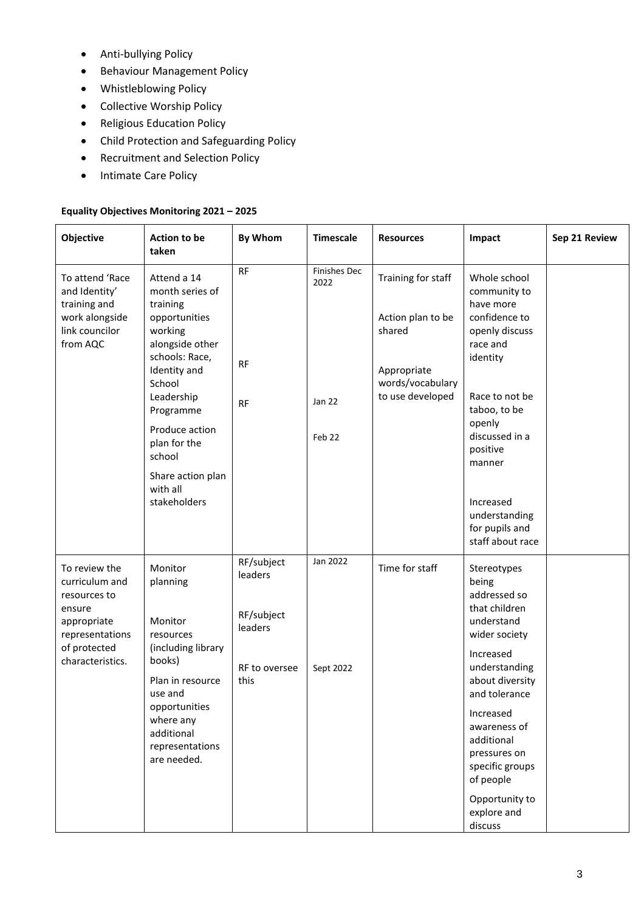- Anti-bullying Policy
- Behaviour Management Policy
- Whistleblowing Policy
- Collective Worship Policy
- Religious Education Policy
- Child Protection and Safeguarding Policy
- Recruitment and Selection Policy
- Intimate Care Policy

**Equality Objectives Monitoring 2021 – 2025**

| Objective | Action to be taken | By Whom | Timescale | Resources | Impact | Sep 21 Review |
|---|---|---|---|---|---|---|
| To attend 'Race and Identity' training and work alongside link councilor from AQC | Attend a 14 month series of training opportunities working alongside other schools: Race, Identity and School Leadership Programme<br><br>Produce action plan for the school<br><br>Share action plan with all stakeholders | RF<br><br>RF<br><br>RF | Finishes Dec 2022<br><br>Jan 22<br><br>Feb 22 | Training for staff<br><br>Action plan to be shared<br><br>Appropriate words/vocabulary to use developed | Whole school community to have more confidence to openly discuss race and identity<br><br>Race to not be taboo, to be openly discussed in a positive manner<br><br>Increased understanding for pupils and staff about race | |
| To review the curriculum and resources to ensure appropriate representations of protected characteristics. | Monitor planning<br><br>Monitor resources (including library books)<br><br>Plan in resource use and opportunities where any additional representations are needed. | RF/subject leaders<br><br>RF/subject leaders<br><br>RF to oversee this | Jan 2022<br><br>Sept 2022 | Time for staff | Stereotypes being addressed so that children understand wider society<br><br>Increased understanding about diversity and tolerance<br><br>Increased awareness of additional pressures on specific groups of people<br><br>Opportunity to explore and discuss | |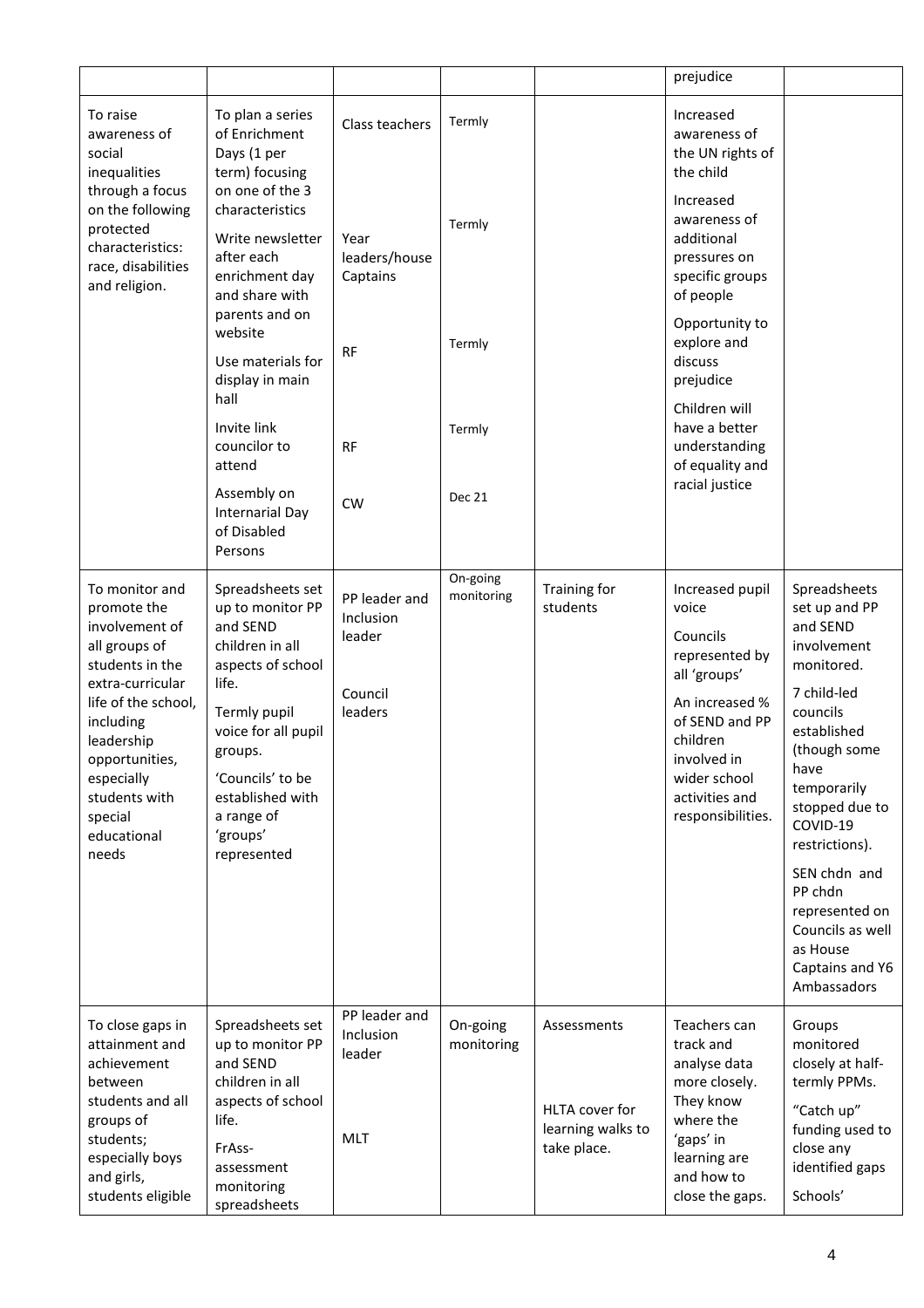| | | | | | prejudice | |
|---|---|---|---|---|---|---|
| To raise awareness of social inequalities through a focus on the following protected characteristics: race, disabilities and religion. | To plan a series of Enrichment Days (1 per term) focusing on one of the 3 characteristics<br>Write newsletter after each enrichment day and share with parents and on website<br>Use materials for display in main hall<br>Invite link councilor to attend<br>Assembly on Internarial Day of Disabled Persons | Class teachers<br>Year leaders/house Captains<br>RF<br>RF<br>CW | Termly<br>Termly<br>Termly<br>Termly<br>Dec 21 | | Increased awareness of the UN rights of the child<br>Increased awareness of additional pressures on specific groups of people<br>Opportunity to explore and discuss prejudice<br>Children will have a better understanding of equality and racial justice | |
| To monitor and promote the involvement of all groups of students in the extra-curricular life of the school, including leadership opportunities, especially students with special educational needs | Spreadsheets set up to monitor PP and SEND children in all aspects of school life.<br>Termly pupil voice for all pupil groups.<br>'Councils' to be established with a range of 'groups' represented | PP leader and Inclusion leader<br>Council leaders | On-going monitoring | Training for students | Increased pupil voice<br>Councils represented by all 'groups'<br>An increased % of SEND and PP children involved in wider school activities and responsibilities. | Spreadsheets set up and PP and SEND involvement monitored.<br>7 child-led councils established (though some have temporarily stopped due to COVID-19 restrictions).<br>SEN chdn and PP chdn represented on Councils as well as House Captains and Y6 Ambassadors |
| To close gaps in attainment and achievement between students and all groups of students; especially boys and girls, students eligible | Spreadsheets set up to monitor PP and SEND children in all aspects of school life.<br>FrAss-assessment monitoring spreadsheets | PP leader and Inclusion leader<br>MLT | On-going monitoring | Assessments<br>HLTA cover for learning walks to take place. | Teachers can track and analyse data more closely. They know where the 'gaps' in learning are and how to close the gaps. | Groups monitored closely at half-termly PPMs.<br>"Catch up" funding used to close any identified gaps<br>Schools' |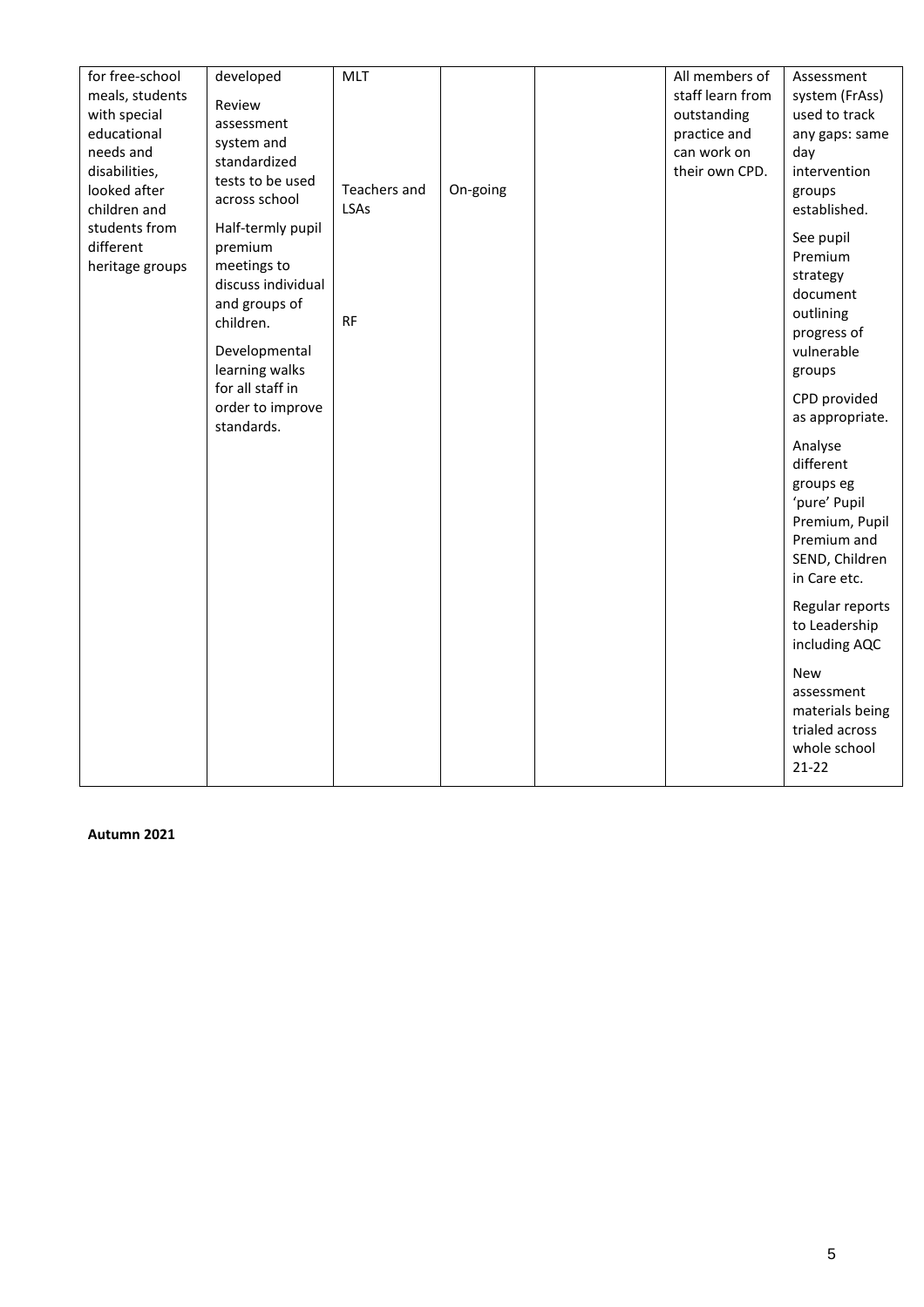| | | | | | | |
|---|---|---|---|---|---|---|
| for free-school meals, students with special educational needs and disabilities, looked after children and students from different heritage groups | developed<br><br>Review assessment system and standardized tests to be used across school<br><br>Half-termly pupil premium meetings to discuss individual and groups of children.<br><br>Developmental learning walks for all staff in order to improve standards. | MLT<br><br>Teachers and LSAs<br><br>RF | On-going | | All members of staff learn from outstanding practice and can work on their own CPD. | Assessment system (FrAss) used to track any gaps: same day intervention groups established.<br><br>See pupil Premium strategy document outlining progress of vulnerable groups<br><br>CPD provided as appropriate.<br><br>Analyse different groups eg 'pure' Pupil Premium, Pupil Premium and SEND, Children in Care etc.<br><br>Regular reports to Leadership including AQC<br><br>New assessment materials being trialed across whole school 21-22 |

**Autumn 2021**